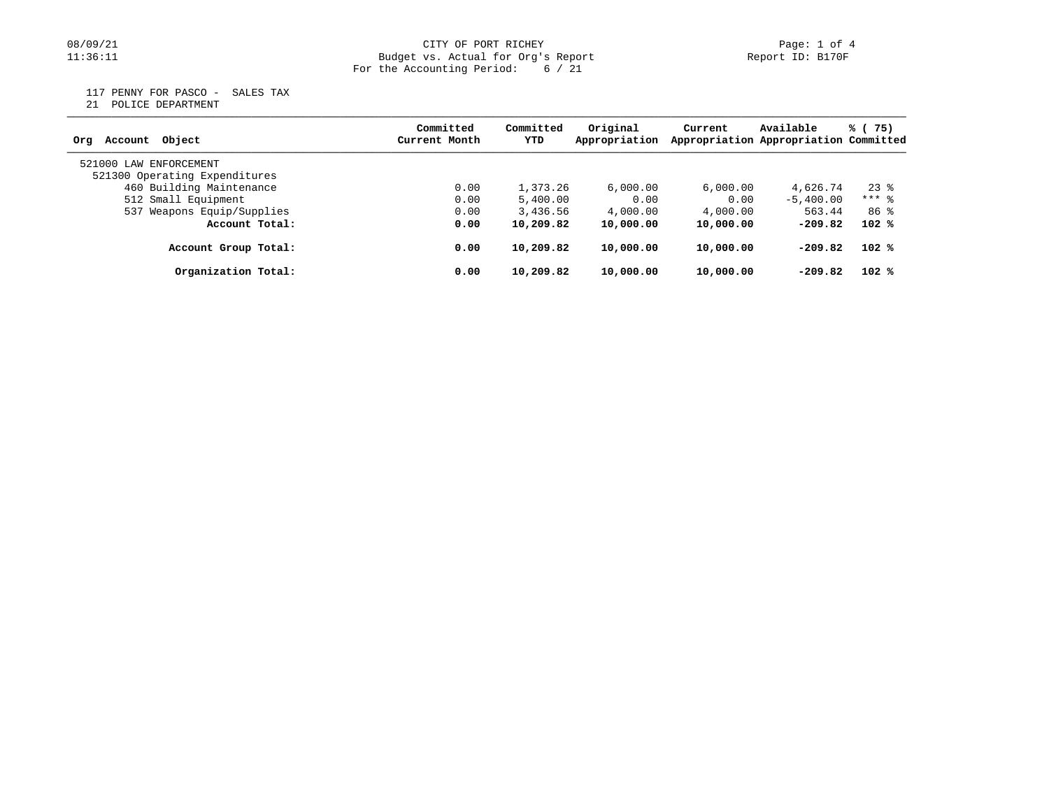CITY OF PORT RICHEY
Budget vs. Actual for Org's Report
For the Accounting Period: 6 / 21

117 PENNY FOR PASCO - SALES TAX
21 POLICE DEPARTMENT

| Org Account Object | Committed Current Month | Committed YTD | Original Appropriation | Current Appropriation | Available Appropriation | % ( 75) Committed |
|---|---|---|---|---|---|---|
| 521000 LAW ENFORCEMENT | | | | | | |
| 521300 Operating Expenditures | | | | | | |
| 460 Building Maintenance | 0.00 | 1,373.26 | 6,000.00 | 6,000.00 | 4,626.74 | 23 % |
| 512 Small Equipment | 0.00 | 5,400.00 | 0.00 | 0.00 | -5,400.00 | *** % |
| 537 Weapons Equip/Supplies | 0.00 | 3,436.56 | 4,000.00 | 4,000.00 | 563.44 | 86 % |
| **Account Total:** | **0.00** | **10,209.82** | **10,000.00** | **10,000.00** | **-209.82** | **102 %** |
| **Account Group Total:** | **0.00** | **10,209.82** | **10,000.00** | **10,000.00** | **-209.82** | **102 %** |
| **Organization Total:** | **0.00** | **10,209.82** | **10,000.00** | **10,000.00** | **-209.82** | **102 %** |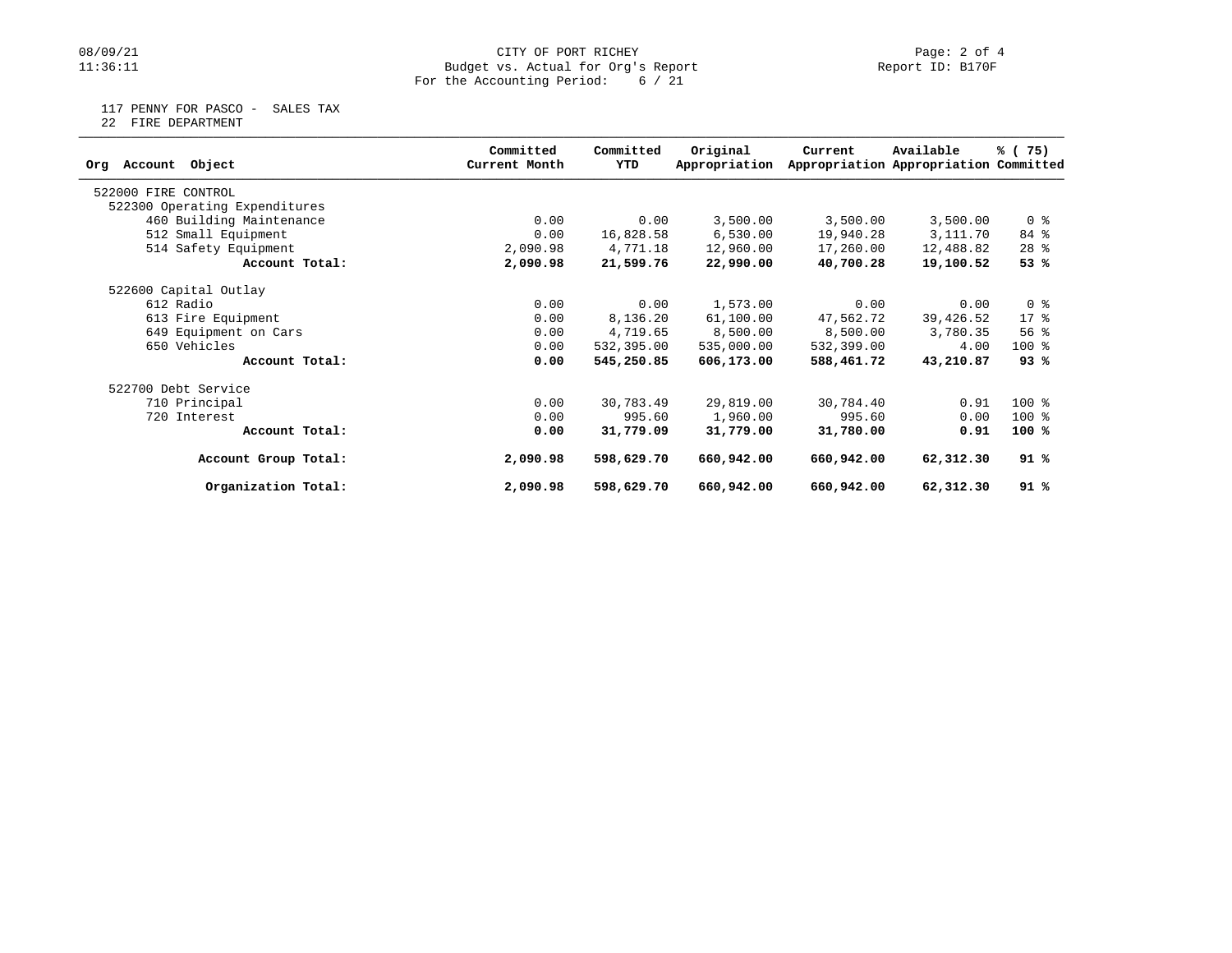CITY OF PORT RICHEY
Budget vs. Actual for Org's Report
For the Accounting Period: 6 / 21

117 PENNY FOR PASCO - SALES TAX
22 FIRE DEPARTMENT

| Org Account Object | Committed Current Month | Committed YTD | Original Appropriation | Current Appropriation | Available Appropriation | % ( 75) Committed |
|---|---|---|---|---|---|---|
| 522000 FIRE CONTROL | | | | | | |
| 522300 Operating Expenditures | | | | | | |
| 460 Building Maintenance | 0.00 | 0.00 | 3,500.00 | 3,500.00 | 3,500.00 | 0 % |
| 512 Small Equipment | 0.00 | 16,828.58 | 6,530.00 | 19,940.28 | 3,111.70 | 84 % |
| 514 Safety Equipment | 2,090.98 | 4,771.18 | 12,960.00 | 17,260.00 | 12,488.82 | 28 % |
| **Account Total:** | **2,090.98** | **21,599.76** | **22,990.00** | **40,700.28** | **19,100.52** | **53 %** |
| 522600 Capital Outlay | | | | | | |
| 612 Radio | 0.00 | 0.00 | 1,573.00 | 0.00 | 0.00 | 0 % |
| 613 Fire Equipment | 0.00 | 8,136.20 | 61,100.00 | 47,562.72 | 39,426.52 | 17 % |
| 649 Equipment on Cars | 0.00 | 4,719.65 | 8,500.00 | 8,500.00 | 3,780.35 | 56 % |
| 650 Vehicles | 0.00 | 532,395.00 | 535,000.00 | 532,399.00 | 4.00 | 100 % |
| **Account Total:** | **0.00** | **545,250.85** | **606,173.00** | **588,461.72** | **43,210.87** | **93 %** |
| 522700 Debt Service | | | | | | |
| 710 Principal | 0.00 | 30,783.49 | 29,819.00 | 30,784.40 | 0.91 | 100 % |
| 720 Interest | 0.00 | 995.60 | 1,960.00 | 995.60 | 0.00 | 100 % |
| **Account Total:** | **0.00** | **31,779.09** | **31,779.00** | **31,780.00** | **0.91** | **100 %** |
| **Account Group Total:** | **2,090.98** | **598,629.70** | **660,942.00** | **660,942.00** | **62,312.30** | **91 %** |
| **Organization Total:** | **2,090.98** | **598,629.70** | **660,942.00** | **660,942.00** | **62,312.30** | **91 %** |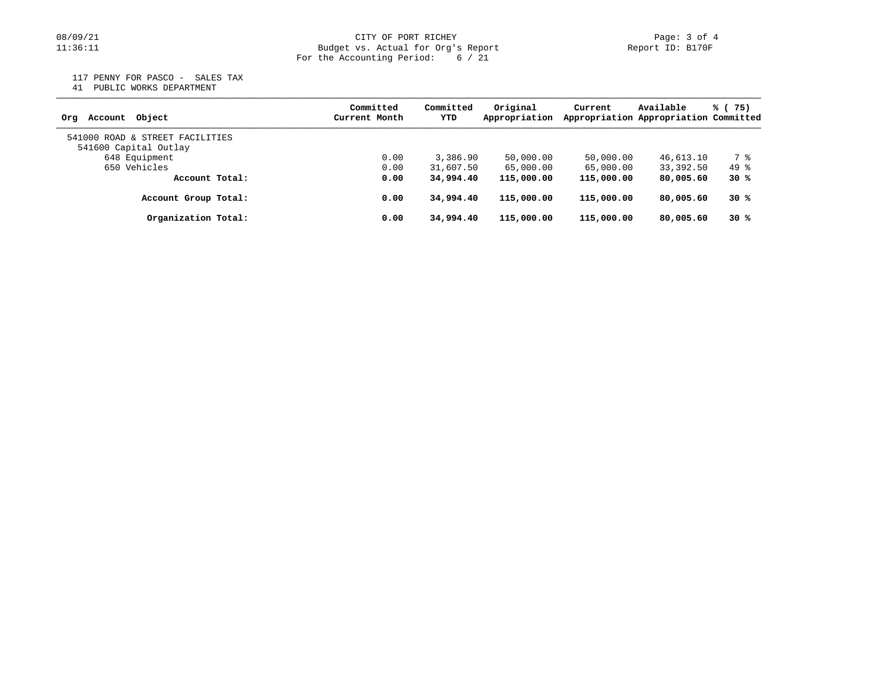CITY OF PORT RICHEY
Budget vs. Actual for Org's Report
For the Accounting Period: 6 / 21

117 PENNY FOR PASCO - SALES TAX
41 PUBLIC WORKS DEPARTMENT

| Org Account Object | Committed Current Month | Committed YTD | Original Appropriation | Current Appropriation | Available Appropriation | % ( 75) Committed |
|---|---|---|---|---|---|---|
| 541000 ROAD & STREET FACILITIES | | | | | | |
| 541600 Capital Outlay | | | | | | |
| 648 Equipment | 0.00 | 3,386.90 | 50,000.00 | 50,000.00 | 46,613.10 | 7 % |
| 650 Vehicles | 0.00 | 31,607.50 | 65,000.00 | 65,000.00 | 33,392.50 | 49 % |
| **Account Total:** | **0.00** | **34,994.40** | **115,000.00** | **115,000.00** | **80,005.60** | **30 %** |
| **Account Group Total:** | **0.00** | **34,994.40** | **115,000.00** | **115,000.00** | **80,005.60** | **30 %** |
| **Organization Total:** | **0.00** | **34,994.40** | **115,000.00** | **115,000.00** | **80,005.60** | **30 %** |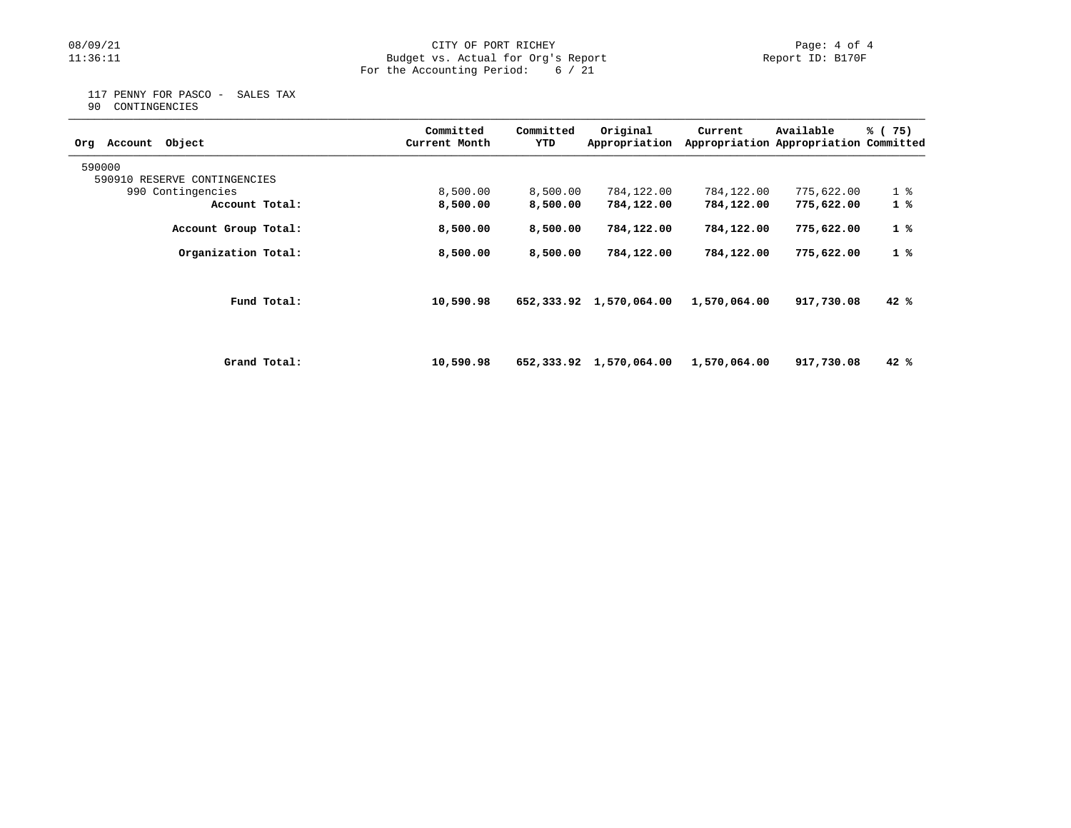CITY OF PORT RICHEY
Budget vs. Actual for Org's Report
For the Accounting Period: 6 / 21

117 PENNY FOR PASCO - SALES TAX
90 CONTINGENCIES

| Org Account Object | Committed Current Month | Committed YTD | Original Appropriation | Current Appropriation | Available Appropriation | % ( 75) Committed |
|---|---|---|---|---|---|---|
| 590000 | | | | | | |
| 590910 RESERVE CONTINGENCIES | | | | | | |
| 990 Contingencies | 8,500.00 | 8,500.00 | 784,122.00 | 784,122.00 | 775,622.00 | 1 % |
| **Account Total:** | **8,500.00** | **8,500.00** | **784,122.00** | **784,122.00** | **775,622.00** | **1 %** |
| **Account Group Total:** | **8,500.00** | **8,500.00** | **784,122.00** | **784,122.00** | **775,622.00** | **1 %** |
| **Organization Total:** | **8,500.00** | **8,500.00** | **784,122.00** | **784,122.00** | **775,622.00** | **1 %** |
| **Fund Total:** | **10,590.98** | **652,333.92** | **1,570,064.00** | **1,570,064.00** | **917,730.08** | **42 %** |
| **Grand Total:** | **10,590.98** | **652,333.92** | **1,570,064.00** | **1,570,064.00** | **917,730.08** | **42 %** |